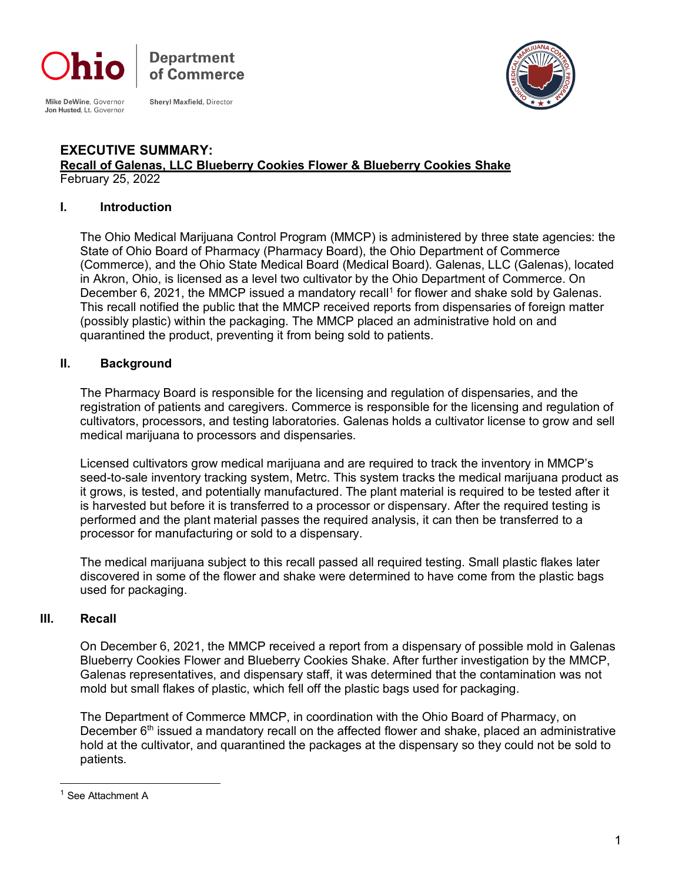Ohio | Department of Commerce

Mike DeWine, Governor
Jon Husted, Lt. Governor

Sheryl Maxfield, Director

# EXECUTIVE SUMMARY:

**Recall of Galenas, LLC Blueberry Cookies Flower & Blueberry Cookies Shake**

February 25, 2022

## I. Introduction

The Ohio Medical Marijuana Control Program (MMCP) is administered by three state agencies: the State of Ohio Board of Pharmacy (Pharmacy Board), the Ohio Department of Commerce (Commerce), and the Ohio State Medical Board (Medical Board). Galenas, LLC (Galenas), located in Akron, Ohio, is licensed as a level two cultivator by the Ohio Department of Commerce. On December 6, 2021, the MMCP issued a mandatory recall[1] for flower and shake sold by Galenas. This recall notified the public that the MMCP received reports from dispensaries of foreign matter (possibly plastic) within the packaging. The MMCP placed an administrative hold on and quarantined the product, preventing it from being sold to patients.

## II. Background

The Pharmacy Board is responsible for the licensing and regulation of dispensaries, and the registration of patients and caregivers. Commerce is responsible for the licensing and regulation of cultivators, processors, and testing laboratories. Galenas holds a cultivator license to grow and sell medical marijuana to processors and dispensaries.

Licensed cultivators grow medical marijuana and are required to track the inventory in MMCP's seed-to-sale inventory tracking system, Metrc. This system tracks the medical marijuana product as it grows, is tested, and potentially manufactured. The plant material is required to be tested after it is harvested but before it is transferred to a processor or dispensary. After the required testing is performed and the plant material passes the required analysis, it can then be transferred to a processor for manufacturing or sold to a dispensary.

The medical marijuana subject to this recall passed all required testing. Small plastic flakes later discovered in some of the flower and shake were determined to have come from the plastic bags used for packaging.

## III. Recall

On December 6, 2021, the MMCP received a report from a dispensary of possible mold in Galenas Blueberry Cookies Flower and Blueberry Cookies Shake. After further investigation by the MMCP, Galenas representatives, and dispensary staff, it was determined that the contamination was not mold but small flakes of plastic, which fell off the plastic bags used for packaging.

The Department of Commerce MMCP, in coordination with the Ohio Board of Pharmacy, on December 6th issued a mandatory recall on the affected flower and shake, placed an administrative hold at the cultivator, and quarantined the packages at the dispensary so they could not be sold to patients.

---

[1] See Attachment A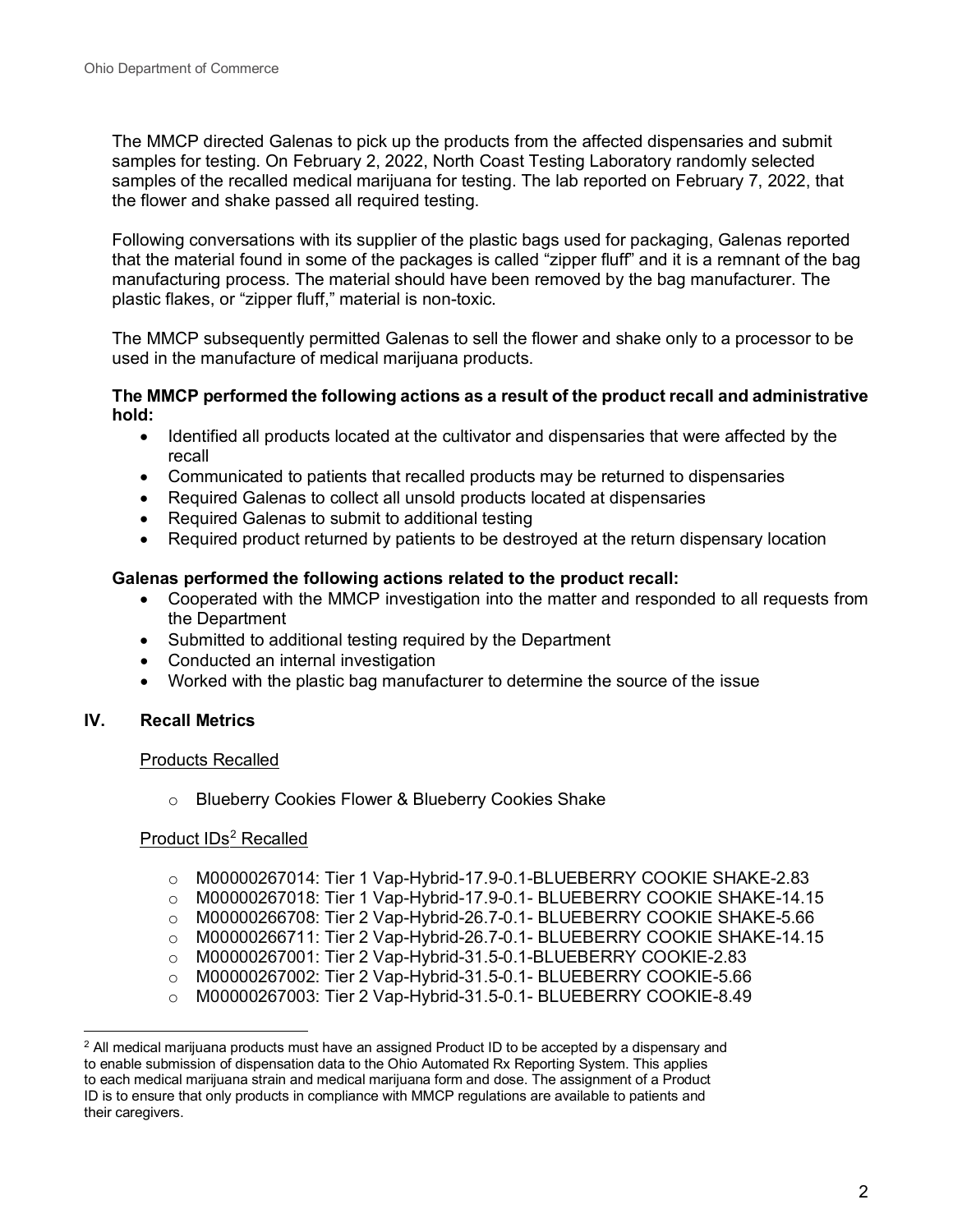The MMCP directed Galenas to pick up the products from the affected dispensaries and submit samples for testing. On February 2, 2022, North Coast Testing Laboratory randomly selected samples of the recalled medical marijuana for testing. The lab reported on February 7, 2022, that the flower and shake passed all required testing.

Following conversations with its supplier of the plastic bags used for packaging, Galenas reported that the material found in some of the packages is called "zipper fluff" and it is a remnant of the bag manufacturing process. The material should have been removed by the bag manufacturer. The plastic flakes, or "zipper fluff," material is non-toxic.

The MMCP subsequently permitted Galenas to sell the flower and shake only to a processor to be used in the manufacture of medical marijuana products.

**The MMCP performed the following actions as a result of the product recall and administrative hold:**

- Identified all products located at the cultivator and dispensaries that were affected by the recall
- Communicated to patients that recalled products may be returned to dispensaries
- Required Galenas to collect all unsold products located at dispensaries
- Required Galenas to submit to additional testing
- Required product returned by patients to be destroyed at the return dispensary location

**Galenas performed the following actions related to the product recall:**

- Cooperated with the MMCP investigation into the matter and responded to all requests from the Department
- Submitted to additional testing required by the Department
- Conducted an internal investigation
- Worked with the plastic bag manufacturer to determine the source of the issue

## IV. Recall Metrics

Products Recalled

- Blueberry Cookies Flower & Blueberry Cookies Shake

Product IDs[2] Recalled

- M00000267014: Tier 1 Vap-Hybrid-17.9-0.1-BLUEBERRY COOKIE SHAKE-2.83
- M00000267018: Tier 1 Vap-Hybrid-17.9-0.1- BLUEBERRY COOKIE SHAKE-14.15
- M00000266708: Tier 2 Vap-Hybrid-26.7-0.1- BLUEBERRY COOKIE SHAKE-5.66
- M00000266711: Tier 2 Vap-Hybrid-26.7-0.1- BLUEBERRY COOKIE SHAKE-14.15
- M00000267001: Tier 2 Vap-Hybrid-31.5-0.1-BLUEBERRY COOKIE-2.83
- M00000267002: Tier 2 Vap-Hybrid-31.5-0.1- BLUEBERRY COOKIE-5.66
- M00000267003: Tier 2 Vap-Hybrid-31.5-0.1- BLUEBERRY COOKIE-8.49

[2] All medical marijuana products must have an assigned Product ID to be accepted by a dispensary and to enable submission of dispensation data to the Ohio Automated Rx Reporting System. This applies to each medical marijuana strain and medical marijuana form and dose. The assignment of a Product ID is to ensure that only products in compliance with MMCP regulations are available to patients and their caregivers.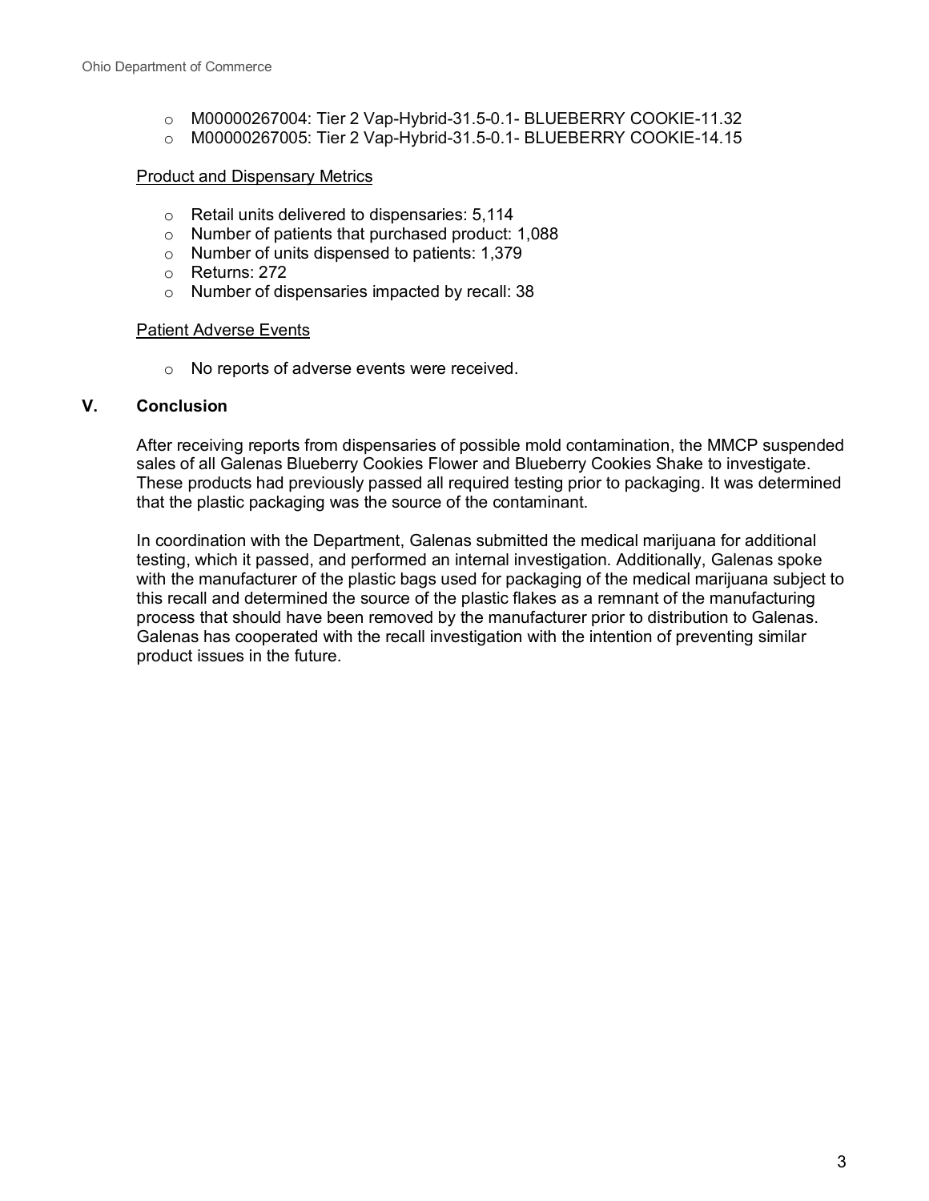- M00000267004: Tier 2 Vap-Hybrid-31.5-0.1- BLUEBERRY COOKIE-11.32
- M00000267005: Tier 2 Vap-Hybrid-31.5-0.1- BLUEBERRY COOKIE-14.15

<u>Product and Dispensary Metrics</u>

- Retail units delivered to dispensaries: 5,114
- Number of patients that purchased product: 1,088
- Number of units dispensed to patients: 1,379
- Returns: 272
- Number of dispensaries impacted by recall: 38

<u>Patient Adverse Events</u>

- No reports of adverse events were received.

## V. Conclusion

After receiving reports from dispensaries of possible mold contamination, the MMCP suspended sales of all Galenas Blueberry Cookies Flower and Blueberry Cookies Shake to investigate. These products had previously passed all required testing prior to packaging. It was determined that the plastic packaging was the source of the contaminant.

In coordination with the Department, Galenas submitted the medical marijuana for additional testing, which it passed, and performed an internal investigation. Additionally, Galenas spoke with the manufacturer of the plastic bags used for packaging of the medical marijuana subject to this recall and determined the source of the plastic flakes as a remnant of the manufacturing process that should have been removed by the manufacturer prior to distribution to Galenas. Galenas has cooperated with the recall investigation with the intention of preventing similar product issues in the future.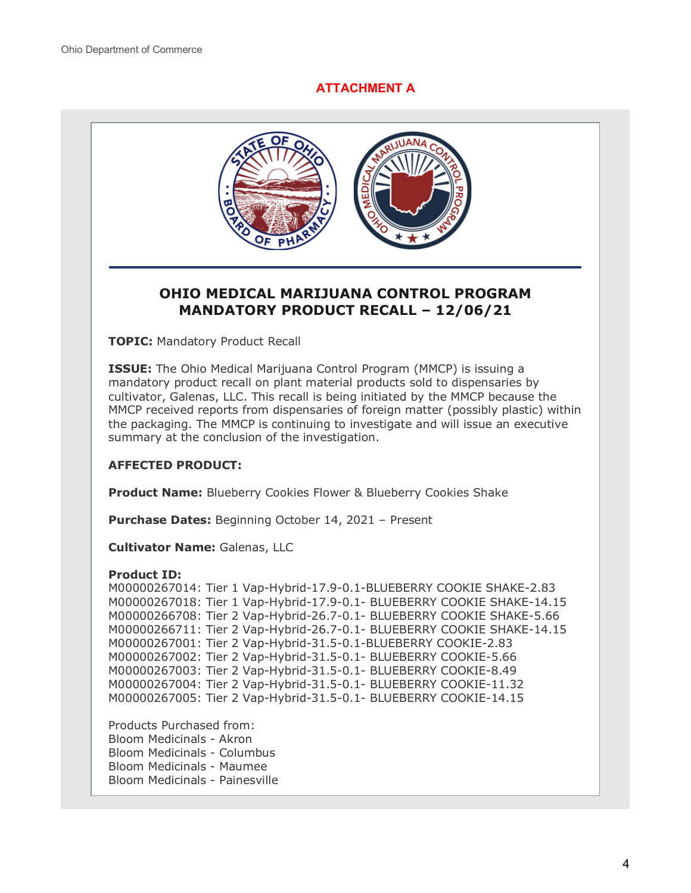**ATTACHMENT A**

## OHIO MEDICAL MARIJUANA CONTROL PROGRAM MANDATORY PRODUCT RECALL – 12/06/21

**TOPIC:** Mandatory Product Recall

**ISSUE:** The Ohio Medical Marijuana Control Program (MMCP) is issuing a mandatory product recall on plant material products sold to dispensaries by cultivator, Galenas, LLC. This recall is being initiated by the MMCP because the MMCP received reports from dispensaries of foreign matter (possibly plastic) within the packaging. The MMCP is continuing to investigate and will issue an executive summary at the conclusion of the investigation.

**AFFECTED PRODUCT:**

**Product Name:** Blueberry Cookies Flower & Blueberry Cookies Shake

**Purchase Dates:** Beginning October 14, 2021 – Present

**Cultivator Name:** Galenas, LLC

**Product ID:**
M00000267014: Tier 1 Vap-Hybrid-17.9-0.1-BLUEBERRY COOKIE SHAKE-2.83
M00000267018: Tier 1 Vap-Hybrid-17.9-0.1- BLUEBERRY COOKIE SHAKE-14.15
M00000266708: Tier 2 Vap-Hybrid-26.7-0.1- BLUEBERRY COOKIE SHAKE-5.66
M00000266711: Tier 2 Vap-Hybrid-26.7-0.1- BLUEBERRY COOKIE SHAKE-14.15
M00000267001: Tier 2 Vap-Hybrid-31.5-0.1-BLUEBERRY COOKIE-2.83
M00000267002: Tier 2 Vap-Hybrid-31.5-0.1- BLUEBERRY COOKIE-5.66
M00000267003: Tier 2 Vap-Hybrid-31.5-0.1- BLUEBERRY COOKIE-8.49
M00000267004: Tier 2 Vap-Hybrid-31.5-0.1- BLUEBERRY COOKIE-11.32
M00000267005: Tier 2 Vap-Hybrid-31.5-0.1- BLUEBERRY COOKIE-14.15

Products Purchased from:
Bloom Medicinals - Akron
Bloom Medicinals - Columbus
Bloom Medicinals - Maumee
Bloom Medicinals - Painesville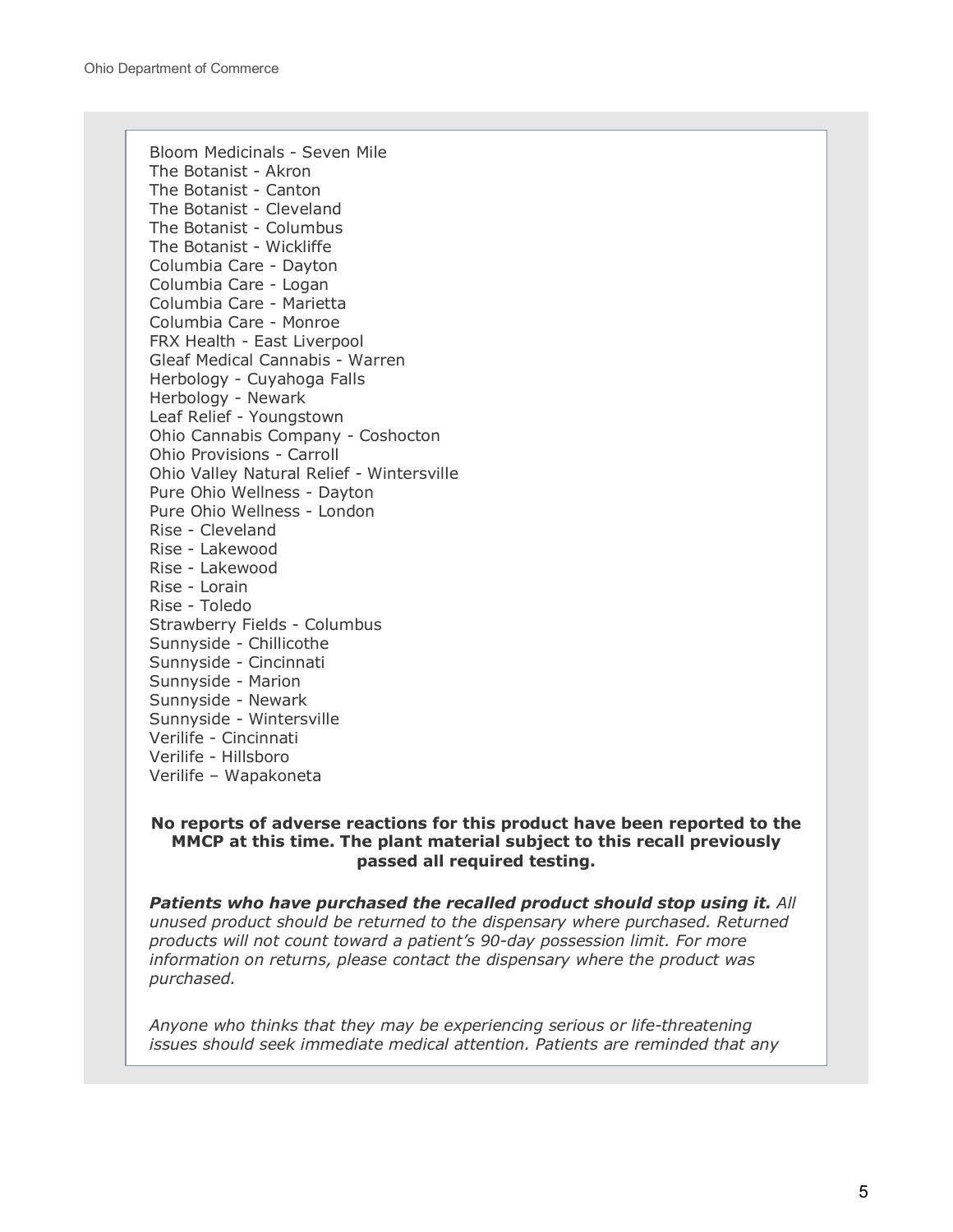Bloom Medicinals - Seven Mile  
The Botanist - Akron  
The Botanist - Canton  
The Botanist - Cleveland  
The Botanist - Columbus  
The Botanist - Wickliffe  
Columbia Care - Dayton  
Columbia Care - Logan  
Columbia Care - Marietta  
Columbia Care - Monroe  
FRX Health - East Liverpool  
Gleaf Medical Cannabis - Warren  
Herbology - Cuyahoga Falls  
Herbology - Newark  
Leaf Relief - Youngstown  
Ohio Cannabis Company - Coshocton  
Ohio Provisions - Carroll  
Ohio Valley Natural Relief - Wintersville  
Pure Ohio Wellness - Dayton  
Pure Ohio Wellness - London  
Rise - Cleveland  
Rise - Lakewood  
Rise - Lakewood  
Rise - Lorain  
Rise - Toledo  
Strawberry Fields - Columbus  
Sunnyside - Chillicothe  
Sunnyside - Cincinnati  
Sunnyside - Marion  
Sunnyside - Newark  
Sunnyside - Wintersville  
Verilife - Cincinnati  
Verilife - Hillsboro  
Verilife – Wapakoneta

**No reports of adverse reactions for this product have been reported to the MMCP at this time. The plant material subject to this recall previously passed all required testing.**

***Patients who have purchased the recalled product should stop using it.*** *All unused product should be returned to the dispensary where purchased. Returned products will not count toward a patient's 90-day possession limit. For more information on returns, please contact the dispensary where the product was purchased.*

*Anyone who thinks that they may be experiencing serious or life-threatening issues should seek immediate medical attention. Patients are reminded that any*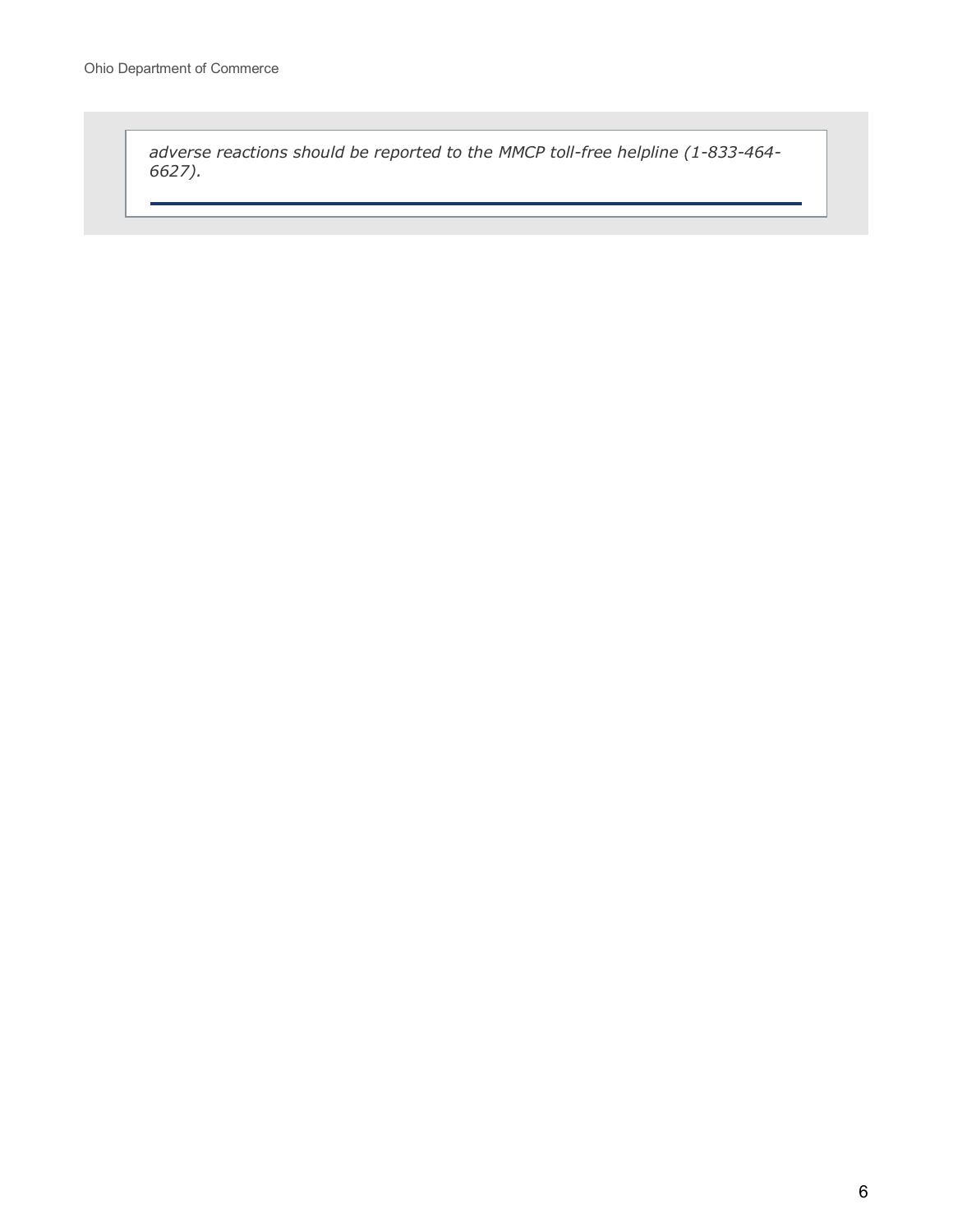*adverse reactions should be reported to the MMCP toll-free helpline (1-833-464-6627).*